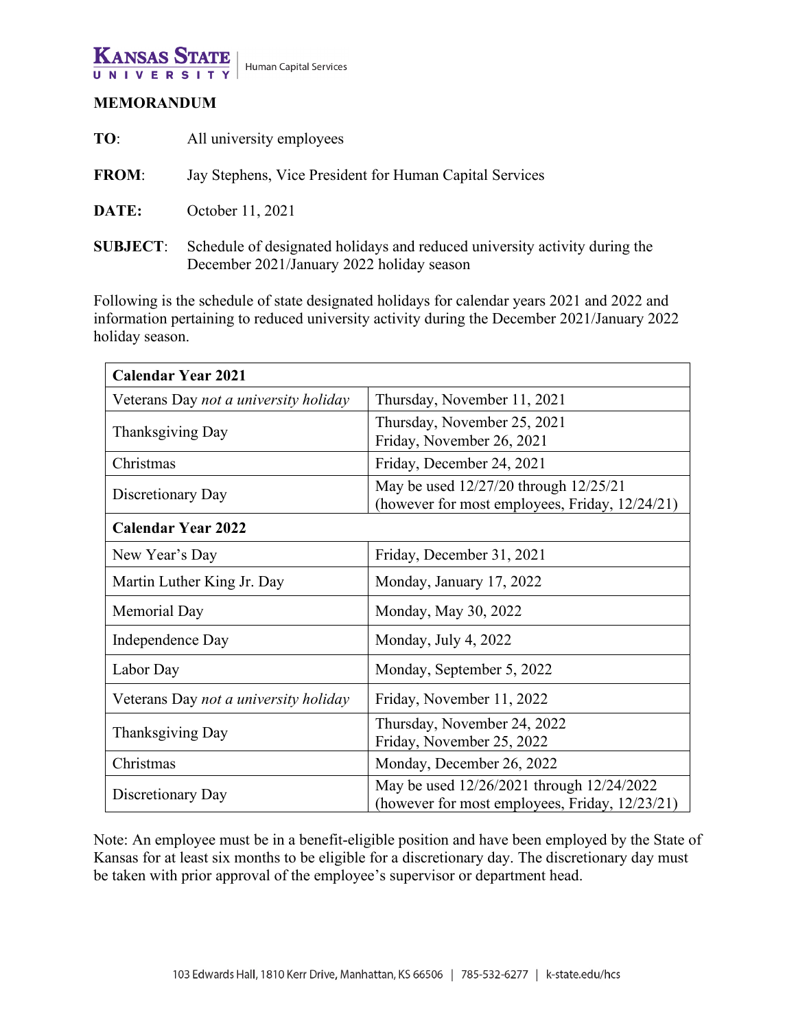**Kansas State University** | Human Capital Services

**MEMORANDUM**

**TO**: All university employees

**FROM**: Jay Stephens, Vice President for Human Capital Services

**DATE:** October 11, 2021

**SUBJECT**: Schedule of designated holidays and reduced university activity during the December 2021/January 2022 holiday season

Following is the schedule of state designated holidays for calendar years 2021 and 2022 and information pertaining to reduced university activity during the December 2021/January 2022 holiday season.

| **Calendar Year 2021** | |
|---|---|
| Veterans Day *not a university holiday* | Thursday, November 11, 2021 |
| Thanksgiving Day | Thursday, November 25, 2021<br>Friday, November 26, 2021 |
| Christmas | Friday, December 24, 2021 |
| Discretionary Day | May be used 12/27/20 through 12/25/21<br>(however for most employees, Friday, 12/24/21) |
| **Calendar Year 2022** | |
| New Year's Day | Friday, December 31, 2021 |
| Martin Luther King Jr. Day | Monday, January 17, 2022 |
| Memorial Day | Monday, May 30, 2022 |
| Independence Day | Monday, July 4, 2022 |
| Labor Day | Monday, September 5, 2022 |
| Veterans Day *not a university holiday* | Friday, November 11, 2022 |
| Thanksgiving Day | Thursday, November 24, 2022<br>Friday, November 25, 2022 |
| Christmas | Monday, December 26, 2022 |
| Discretionary Day | May be used 12/26/2021 through 12/24/2022<br>(however for most employees, Friday, 12/23/21) |

Note: An employee must be in a benefit-eligible position and have been employed by the State of Kansas for at least six months to be eligible for a discretionary day. The discretionary day must be taken with prior approval of the employee's supervisor or department head.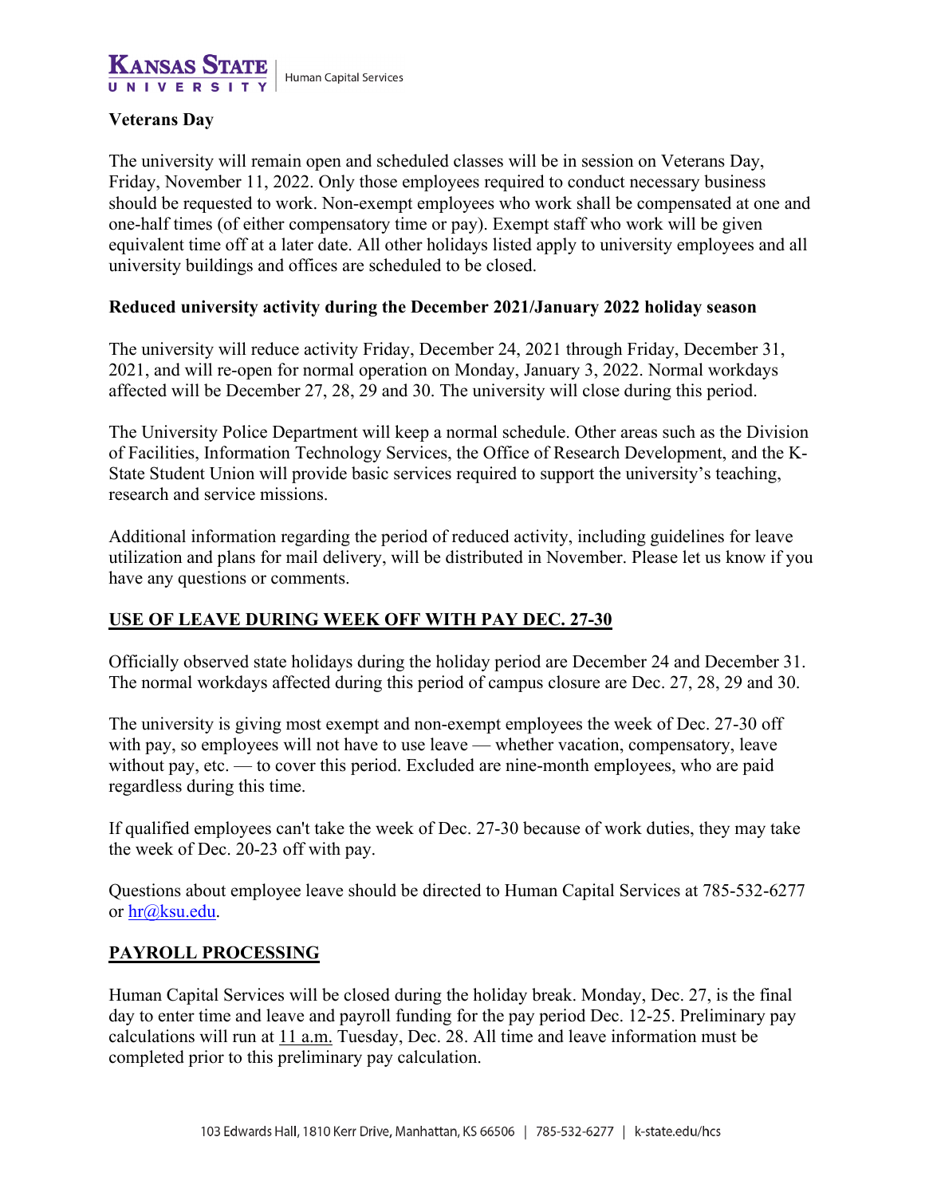**Veterans Day**

The university will remain open and scheduled classes will be in session on Veterans Day, Friday, November 11, 2022. Only those employees required to conduct necessary business should be requested to work. Non-exempt employees who work shall be compensated at one and one-half times (of either compensatory time or pay). Exempt staff who work will be given equivalent time off at a later date. All other holidays listed apply to university employees and all university buildings and offices are scheduled to be closed.

**Reduced university activity during the December 2021/January 2022 holiday season**

The university will reduce activity Friday, December 24, 2021 through Friday, December 31, 2021, and will re-open for normal operation on Monday, January 3, 2022. Normal workdays affected will be December 27, 28, 29 and 30. The university will close during this period.

The University Police Department will keep a normal schedule. Other areas such as the Division of Facilities, Information Technology Services, the Office of Research Development, and the K-State Student Union will provide basic services required to support the university's teaching, research and service missions.

Additional information regarding the period of reduced activity, including guidelines for leave utilization and plans for mail delivery, will be distributed in November. Please let us know if you have any questions or comments.

**USE OF LEAVE DURING WEEK OFF WITH PAY DEC. 27-30**

Officially observed state holidays during the holiday period are December 24 and December 31. The normal workdays affected during this period of campus closure are Dec. 27, 28, 29 and 30.

The university is giving most exempt and non-exempt employees the week of Dec. 27-30 off with pay, so employees will not have to use leave — whether vacation, compensatory, leave without pay, etc. — to cover this period. Excluded are nine-month employees, who are paid regardless during this time.

If qualified employees can't take the week of Dec. 27-30 because of work duties, they may take the week of Dec. 20-23 off with pay.

Questions about employee leave should be directed to Human Capital Services at 785-532-6277 or hr@ksu.edu.

**PAYROLL PROCESSING**

Human Capital Services will be closed during the holiday break. Monday, Dec. 27, is the final day to enter time and leave and payroll funding for the pay period Dec. 12-25. Preliminary pay calculations will run at 11 a.m. Tuesday, Dec. 28. All time and leave information must be completed prior to this preliminary pay calculation.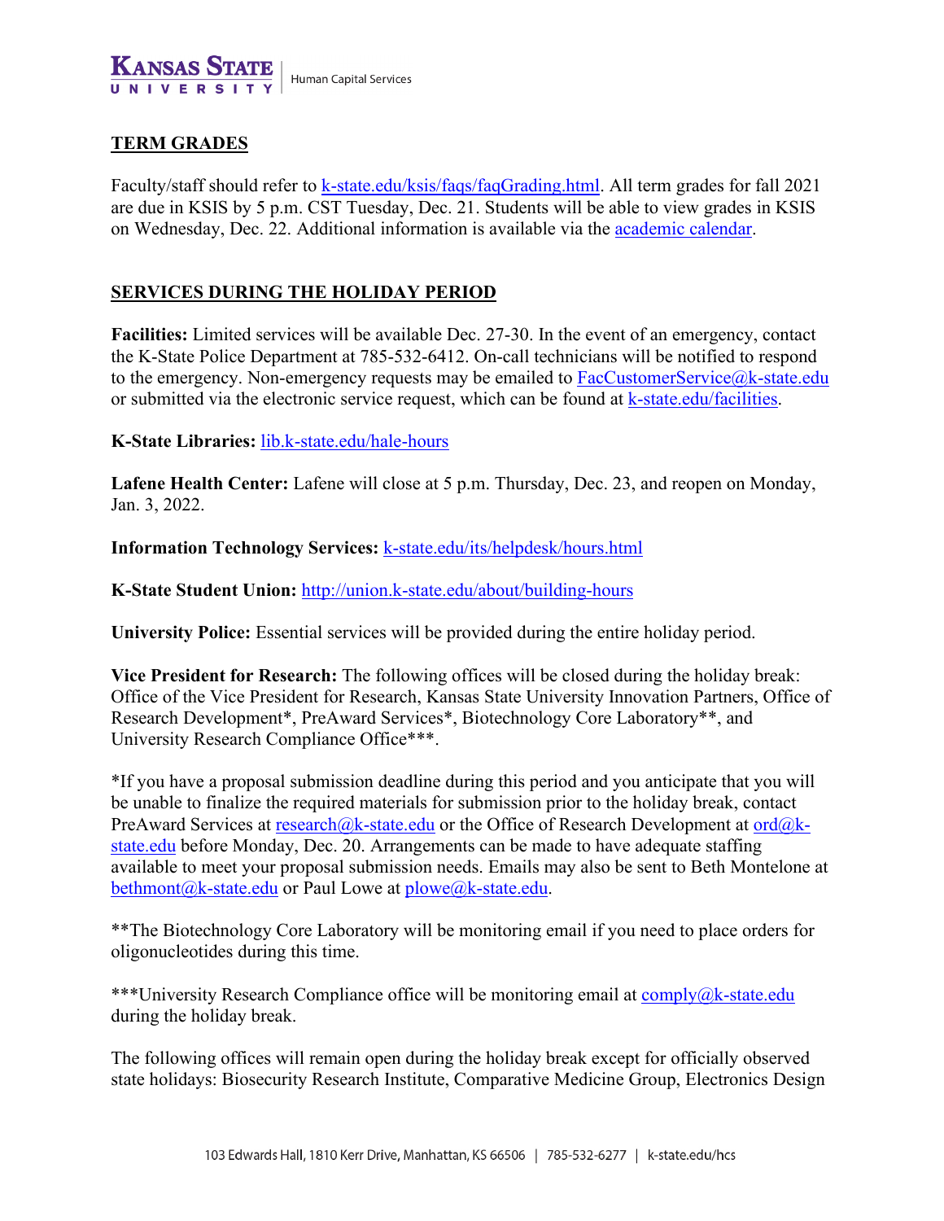## TERM GRADES

Faculty/staff should refer to [k-state.edu/ksis/faqs/faqGrading.html](k-state.edu/ksis/faqs/faqGrading.html). All term grades for fall 2021 are due in KSIS by 5 p.m. CST Tuesday, Dec. 21. Students will be able to view grades in KSIS on Wednesday, Dec. 22. Additional information is available via the academic calendar.

## SERVICES DURING THE HOLIDAY PERIOD

**Facilities:** Limited services will be available Dec. 27-30. In the event of an emergency, contact the K-State Police Department at 785-532-6412. On-call technicians will be notified to respond to the emergency. Non-emergency requests may be emailed to FacCustomerService@k-state.edu or submitted via the electronic service request, which can be found at k-state.edu/facilities.

**K-State Libraries:** lib.k-state.edu/hale-hours

**Lafene Health Center:** Lafene will close at 5 p.m. Thursday, Dec. 23, and reopen on Monday, Jan. 3, 2022.

**Information Technology Services:** k-state.edu/its/helpdesk/hours.html

**K-State Student Union:** http://union.k-state.edu/about/building-hours

**University Police:** Essential services will be provided during the entire holiday period.

**Vice President for Research:** The following offices will be closed during the holiday break: Office of the Vice President for Research, Kansas State University Innovation Partners, Office of Research Development*, PreAward Services*, Biotechnology Core Laboratory**, and University Research Compliance Office***.

*If you have a proposal submission deadline during this period and you anticipate that you will be unable to finalize the required materials for submission prior to the holiday break, contact PreAward Services at research@k-state.edu or the Office of Research Development at ord@k-state.edu before Monday, Dec. 20. Arrangements can be made to have adequate staffing available to meet your proposal submission needs. Emails may also be sent to Beth Montelone at bethmont@k-state.edu or Paul Lowe at plowe@k-state.edu.

**The Biotechnology Core Laboratory will be monitoring email if you need to place orders for oligonucleotides during this time.

***University Research Compliance office will be monitoring email at comply@k-state.edu during the holiday break.

The following offices will remain open during the holiday break except for officially observed state holidays: Biosecurity Research Institute, Comparative Medicine Group, Electronics Design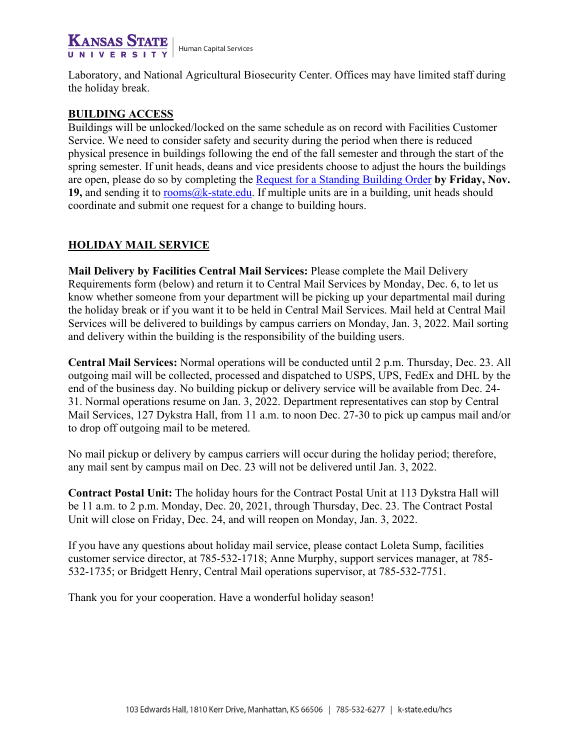Laboratory, and National Agricultural Biosecurity Center. Offices may have limited staff during the holiday break.

## BUILDING ACCESS

Buildings will be unlocked/locked on the same schedule as on record with Facilities Customer Service. We need to consider safety and security during the period when there is reduced physical presence in buildings following the end of the fall semester and through the start of the spring semester. If unit heads, deans and vice presidents choose to adjust the hours the buildings are open, please do so by completing the [Request for a Standing Building Order](#) **by Friday, Nov. 19,** and sending it to [rooms@k-state.edu](mailto:rooms@k-state.edu). If multiple units are in a building, unit heads should coordinate and submit one request for a change to building hours.

## HOLIDAY MAIL SERVICE

**Mail Delivery by Facilities Central Mail Services:** Please complete the Mail Delivery Requirements form (below) and return it to Central Mail Services by Monday, Dec. 6, to let us know whether someone from your department will be picking up your departmental mail during the holiday break or if you want it to be held in Central Mail Services. Mail held at Central Mail Services will be delivered to buildings by campus carriers on Monday, Jan. 3, 2022. Mail sorting and delivery within the building is the responsibility of the building users.

**Central Mail Services:** Normal operations will be conducted until 2 p.m. Thursday, Dec. 23. All outgoing mail will be collected, processed and dispatched to USPS, UPS, FedEx and DHL by the end of the business day. No building pickup or delivery service will be available from Dec. 24-31. Normal operations resume on Jan. 3, 2022. Department representatives can stop by Central Mail Services, 127 Dykstra Hall, from 11 a.m. to noon Dec. 27-30 to pick up campus mail and/or to drop off outgoing mail to be metered.

No mail pickup or delivery by campus carriers will occur during the holiday period; therefore, any mail sent by campus mail on Dec. 23 will not be delivered until Jan. 3, 2022.

**Contract Postal Unit:** The holiday hours for the Contract Postal Unit at 113 Dykstra Hall will be 11 a.m. to 2 p.m. Monday, Dec. 20, 2021, through Thursday, Dec. 23. The Contract Postal Unit will close on Friday, Dec. 24, and will reopen on Monday, Jan. 3, 2022.

If you have any questions about holiday mail service, please contact Loleta Sump, facilities customer service director, at 785-532-1718; Anne Murphy, support services manager, at 785-532-1735; or Bridgett Henry, Central Mail operations supervisor, at 785-532-7751.

Thank you for your cooperation. Have a wonderful holiday season!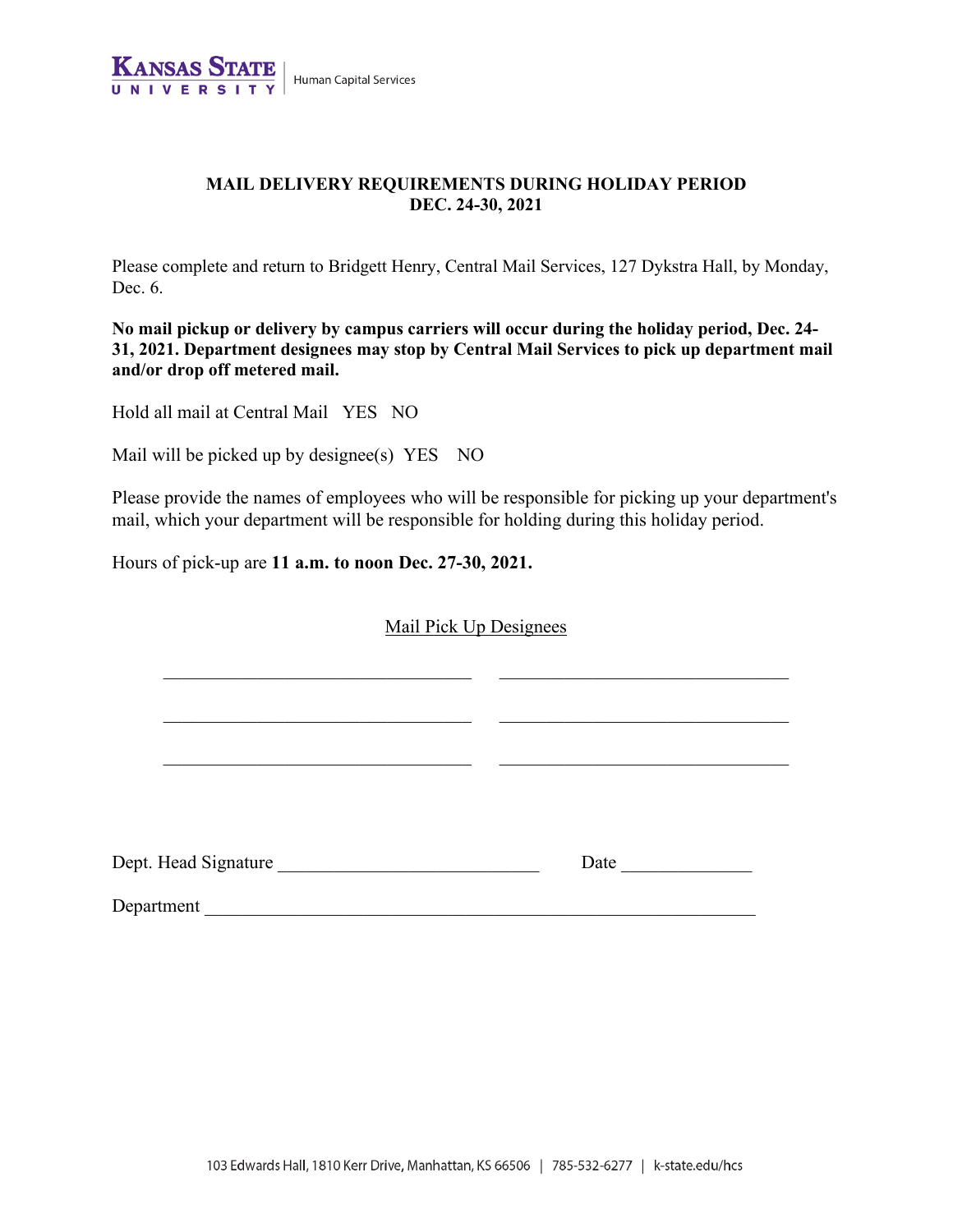Kansas State University | Human Capital Services

**MAIL DELIVERY REQUIREMENTS DURING HOLIDAY PERIOD**
**DEC. 24-30, 2021**

Please complete and return to Bridgett Henry, Central Mail Services, 127 Dykstra Hall, by Monday, Dec. 6.

**No mail pickup or delivery by campus carriers will occur during the holiday period, Dec. 24-31, 2021. Department designees may stop by Central Mail Services to pick up department mail and/or drop off metered mail.**

Hold all mail at Central Mail YES NO

Mail will be picked up by designee(s) YES NO

Please provide the names of employees who will be responsible for picking up your department's mail, which your department will be responsible for holding during this holiday period.

Hours of pick-up are **11 a.m. to noon Dec. 27-30, 2021.**

Mail Pick Up Designees

\_\_\_\_\_\_\_\_\_\_\_\_\_\_\_\_\_\_\_\_\_\_\_\_\_\_\_\_\_\_ \_\_\_\_\_\_\_\_\_\_\_\_\_\_\_\_\_\_\_\_\_\_\_\_\_\_\_\_\_\_

\_\_\_\_\_\_\_\_\_\_\_\_\_\_\_\_\_\_\_\_\_\_\_\_\_\_\_\_\_\_ \_\_\_\_\_\_\_\_\_\_\_\_\_\_\_\_\_\_\_\_\_\_\_\_\_\_\_\_\_\_

\_\_\_\_\_\_\_\_\_\_\_\_\_\_\_\_\_\_\_\_\_\_\_\_\_\_\_\_\_\_ \_\_\_\_\_\_\_\_\_\_\_\_\_\_\_\_\_\_\_\_\_\_\_\_\_\_\_\_\_\_

Dept. Head Signature \_\_\_\_\_\_\_\_\_\_\_\_\_\_\_\_\_\_\_\_\_\_\_\_\_\_ Date \_\_\_\_\_\_\_\_\_\_\_\_

Department \_\_\_\_\_\_\_\_\_\_\_\_\_\_\_\_\_\_\_\_\_\_\_\_\_\_\_\_\_\_\_\_\_\_\_\_\_\_\_\_\_\_\_\_\_\_\_\_\_\_\_\_

103 Edwards Hall, 1810 Kerr Drive, Manhattan, KS 66506 | 785-532-6277 | k-state.edu/hcs